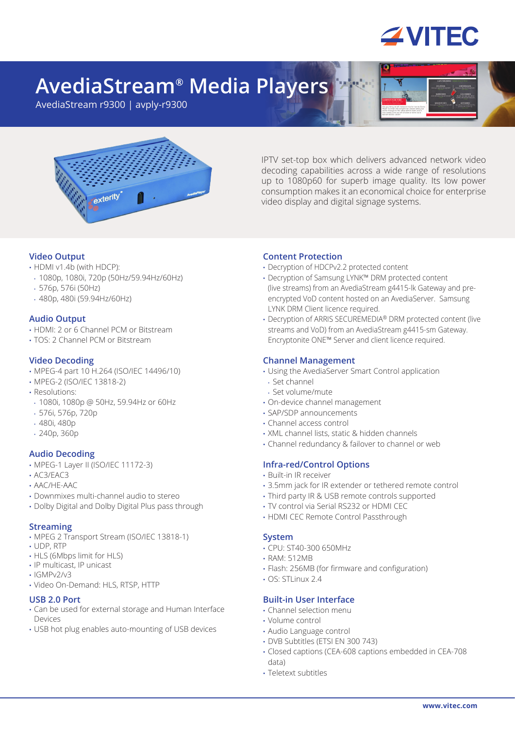# AvediaStream® Media Players

AvediaStream r9300 | avply-r9300

IPTV set-top box which delivers advanced network video decoding capabilities across a wide range of resolutions up to 1080p60 for superb image quality. Its low power consumption makes it an economical choice for enterprise video display and digital signage systems.

## Video Output

- HDMI v1.4b (with HDCP):
  - 1080p, 1080i, 720p (50Hz/59.94Hz/60Hz)
  - 576p, 576i (50Hz)
  - 480p, 480i (59.94Hz/60Hz)

## Audio Output

- HDMI: 2 or 6 Channel PCM or Bitstream
- TOS: 2 Channel PCM or Bitstream

## Video Decoding

- MPEG-4 part 10 H.264 (ISO/IEC 14496/10)
- MPEG-2 (ISO/IEC 13818-2)
- Resolutions:
  - 1080i, 1080p @ 50Hz, 59.94Hz or 60Hz
  - 576i, 576p, 720p
  - 480i, 480p
  - 240p, 360p

## Audio Decoding

- MPEG-1 Layer II (ISO/IEC 11172-3)
- AC3/EAC3
- AAC/HE-AAC
- Downmixes multi-channel audio to stereo
- Dolby Digital and Dolby Digital Plus pass through

## Streaming

- MPEG 2 Transport Stream (ISO/IEC 13818-1)
- UDP, RTP
- HLS (6Mbps limit for HLS)
- IP multicast, IP unicast
- IGMPv2/v3
- Video On-Demand: HLS, RTSP, HTTP

## USB 2.0 Port

- Can be used for external storage and Human Interface Devices
- USB hot plug enables auto-mounting of USB devices

## Content Protection

- Decryption of HDCPv2.2 protected content
- Decryption of Samsung LYNK™ DRM protected content (live streams) from an AvediaStream g4415-lk Gateway and pre-encrypted VoD content hosted on an AvediaServer. Samsung LYNK DRM Client licence required.
- Decryption of ARRIS SECUREMEDIA® DRM protected content (live streams and VoD) from an AvediaStream g4415-sm Gateway. Encryptonite ONE™ Server and client licence required.

## Channel Management

- Using the AvediaServer Smart Control application
  - Set channel
  - Set volume/mute
- On-device channel management
- SAP/SDP announcements
- Channel access control
- XML channel lists, static & hidden channels
- Channel redundancy & failover to channel or web

## Infra-red/Control Options

- Built-in IR receiver
- 3.5mm jack for IR extender or tethered remote control
- Third party IR & USB remote controls supported
- TV control via Serial RS232 or HDMI CEC
- HDMI CEC Remote Control Passthrough

## System

- CPU: ST40-300 650MHz
- RAM: 512MB
- Flash: 256MB (for firmware and configuration)
- OS: STLinux 2.4

## Built-in User Interface

- Channel selection menu
- Volume control
- Audio Language control
- DVB Subtitles (ETSI EN 300 743)
- Closed captions (CEA-608 captions embedded in CEA-708 data)
- Teletext subtitles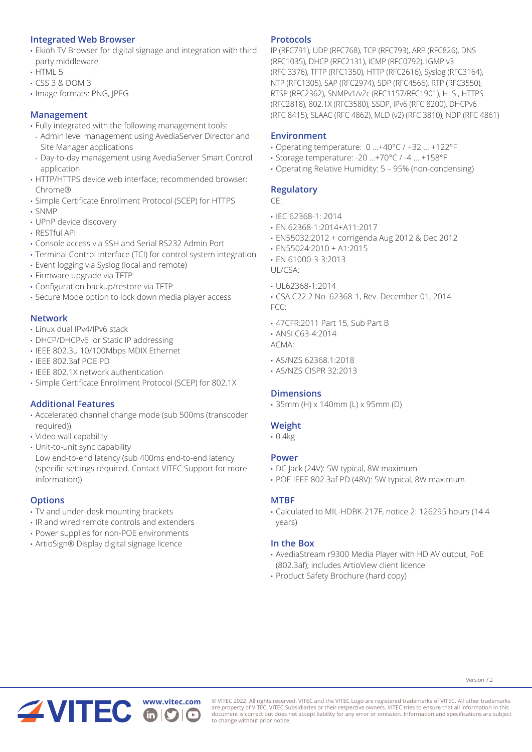## Integrated Web Browser

- Ekioh TV Browser for digital signage and integration with third party middleware
- HTML 5
- CSS 3 & DOM 3
- Image formats: PNG, JPEG

## Management

- Fully integrated with the following management tools:
  - Admin level management using AvediaServer Director and Site Manager applications
  - Day-to-day management using AvediaServer Smart Control application
- HTTP/HTTPS device web interface; recommended browser: Chrome®
- Simple Certificate Enrollment Protocol (SCEP) for HTTPS
- SNMP
- UPnP device discovery
- RESTful API
- Console access via SSH and Serial RS232 Admin Port
- Terminal Control Interface (TCI) for control system integration
- Event logging via Syslog (local and remote)
- Firmware upgrade via TFTP
- Configuration backup/restore via TFTP
- Secure Mode option to lock down media player access

## Network

- Linux dual IPv4/IPv6 stack
- DHCP/DHCPv6 or Static IP addressing
- IEEE 802.3u 10/100Mbps MDIX Ethernet
- IEEE 802.3af POE PD
- IEEE 802.1X network authentication
- Simple Certificate Enrollment Protocol (SCEP) for 802.1X

## Additional Features

- Accelerated channel change mode (sub 500ms (transcoder required))
- Video wall capability
- Unit-to-unit sync capability
  Low end-to-end latency (sub 400ms end-to-end latency (specific settings required. Contact VITEC Support for more information))

## Options

- TV and under-desk mounting brackets
- IR and wired remote controls and extenders
- Power supplies for non-POE environments
- ArtioSign® Display digital signage licence

## Protocols

IP (RFC791), UDP (RFC768), TCP (RFC793), ARP (RFC826), DNS (RFC1035), DHCP (RFC2131), ICMP (RFC0792), IGMP v3 (RFC 3376), TFTP (RFC1350), HTTP (RFC2616), Syslog (RFC3164), NTP (RFC1305), SAP (RFC2974), SDP (RFC4566), RTP (RFC3550), RTSP (RFC2362), SNMPv1/v2c (RFC1157/RFC1901), HLS , HTTPS (RFC2818), 802.1X (RFC3580), SSDP, IPv6 (RFC 8200), DHCPv6 (RFC 8415), SLAAC (RFC 4862), MLD (v2) (RFC 3810), NDP (RFC 4861)

## Environment

- Operating temperature: 0 ...+40°C / +32 ... +122°F
- Storage temperature: -20 ...+70°C / -4 ... +158°F
- Operating Relative Humidity: 5 – 95% (non-condensing)

## Regulatory

CE:

- IEC 62368-1: 2014
- EN 62368-1:2014+A11:2017
- EN55032:2012 + corrigenda Aug 2012 & Dec 2012
- EN55024:2010 + A1:2015
- EN 61000-3-3:2013

UL/CSA:

- UL62368-1:2014
- CSA C22.2 No. 62368-1, Rev. December 01, 2014

FCC:

- 47CFR:2011 Part 15, Sub Part B
- ANSI C63-4:2014

ACMA:

- AS/NZS 62368.1:2018
- AS/NZS CISPR 32:2013

## Dimensions

- 35mm (H) x 140mm (L) x 95mm (D)

## Weight

- 0.4kg

## Power

- DC Jack (24V): 5W typical, 8W maximum
- POE IEEE 802.3af PD (48V): 5W typical, 8W maximum

## MTBF

- Calculated to MIL-HDBK-217F, notice 2: 126295 hours (14.4 years)

## In the Box

- AvediaStream r9300 Media Player with HD AV output, PoE (802.3af); includes ArtioView client licence
- Product Safety Brochure (hard copy)

Version 7.2

www.vitec.com

© VITEC 2022. All rights reserved. VITEC and the VITEC Logo are registered trademarks of VITEC. All other trademarks are property of VITEC, VITEC Subsidiaries or their respective owners. VITEC tries to ensure that all information in this document is correct but does not accept liability for any error or omission. Information and specifications are subject to change without prior notice.